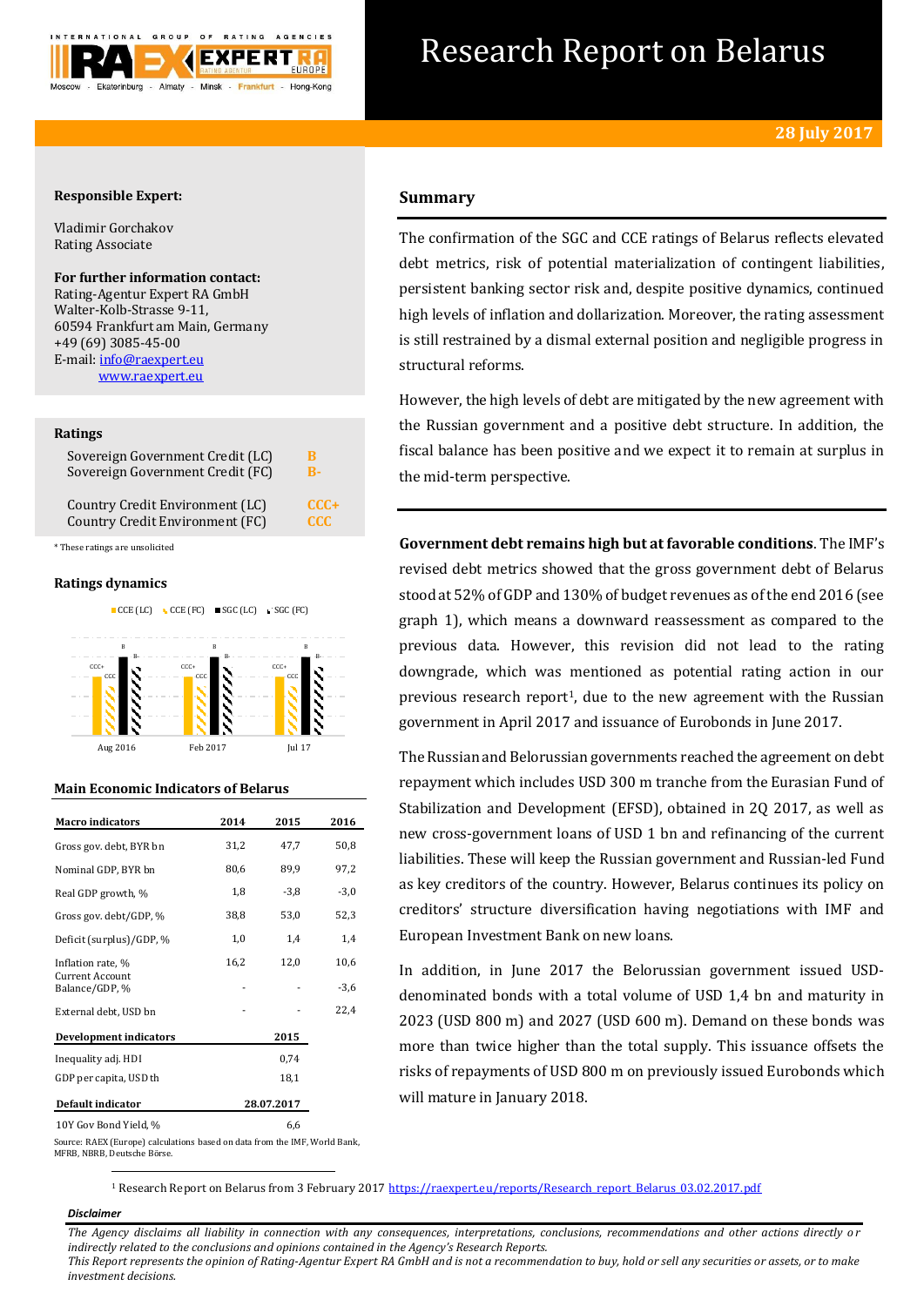# Research Report on Belarus

**28 July 2017**

**Responsible Expert:**

Vladimir Gorchakov
Rating Associate

**For further information contact:**
Rating-Agentur Expert RA GmbH
Walter-Kolb-Strasse 9-11,
60594 Frankfurt am Main, Germany
+49 (69) 3085-45-00
E-mail: info@raexpert.eu
www.raexpert.eu

## Ratings

| | |
|---|---|
| Sovereign Government Credit (LC) | B |
| Sovereign Government Credit (FC) | B- |
| Country Credit Environment (LC) | CCC+ |
| Country Credit Environment (FC) | CCC |

\* These ratings are unsolicited

### Ratings dynamics

| | CCE (LC) | CCE (FC) | SGC (LC) | SGC (FC) |
|---|---|---|---|---|
| Aug 2016 | CCC+ | CCC | B | B- |
| Feb 2017 | CCC+ | CCC | B | B- |
| Jul 17 | CCC+ | CCC | B | B- |

### Main Economic Indicators of Belarus

| Macro indicators | 2014 | 2015 | 2016 |
|---|---|---|---|
| Gross gov. debt, BYR bn | 31,2 | 47,7 | 50,8 |
| Nominal GDP, BYR bn | 80,6 | 89,9 | 97,2 |
| Real GDP growth, % | 1,8 | -3,8 | -3,0 |
| Gross gov. debt/GDP, % | 38,8 | 53,0 | 52,3 |
| Deficit (surplus)/GDP, % | 1,0 | 1,4 | 1,4 |
| Inflation rate, % | 16,2 | 12,0 | 10,6 |
| Current Account Balance/GDP, % | - | - | -3,6 |
| External debt, USD bn | - | - | 22,4 |

| Development indicators | 2015 |
|---|---|
| Inequality adj. HDI | 0,74 |
| GDP per capita, USD th | 18,1 |

| Default indicator | 28.07.2017 |
|---|---|
| 10Y Gov Bond Yield, % | 6,6 |

Source: RAEX (Europe) calculations based on data from the IMF, World Bank, MFRB, NBRB, Deutsche Börse.

## Summary

The confirmation of the SGC and CCE ratings of Belarus reflects elevated debt metrics, risk of potential materialization of contingent liabilities, persistent banking sector risk and, despite positive dynamics, continued high levels of inflation and dollarization. Moreover, the rating assessment is still restrained by a dismal external position and negligible progress in structural reforms.

However, the high levels of debt are mitigated by the new agreement with the Russian government and a positive debt structure. In addition, the fiscal balance has been positive and we expect it to remain at surplus in the mid-term perspective.

**Government debt remains high but at favorable conditions**. The IMF's revised debt metrics showed that the gross government debt of Belarus stood at 52% of GDP and 130% of budget revenues as of the end 2016 (see graph 1), which means a downward reassessment as compared to the previous data. However, this revision did not lead to the rating downgrade, which was mentioned as potential rating action in our previous research report[1], due to the new agreement with the Russian government in April 2017 and issuance of Eurobonds in June 2017.

The Russian and Belorussian governments reached the agreement on debt repayment which includes USD 300 m tranche from the Eurasian Fund of Stabilization and Development (EFSD), obtained in 2Q 2017, as well as new cross-government loans of USD 1 bn and refinancing of the current liabilities. These will keep the Russian government and Russian-led Fund as key creditors of the country. However, Belarus continues its policy on creditors' structure diversification having negotiations with IMF and European Investment Bank on new loans.

In addition, in June 2017 the Belorussian government issued USD-denominated bonds with a total volume of USD 1,4 bn and maturity in 2023 (USD 800 m) and 2027 (USD 600 m). Demand on these bonds was more than twice higher than the total supply. This issuance offsets the risks of repayments of USD 800 m on previously issued Eurobonds which will mature in January 2018.

[1] Research Report on Belarus from 3 February 2017 https://raexpert.eu/reports/Research_report_Belarus_03.02.2017.pdf

***Disclaimer***

*The Agency disclaims all liability in connection with any consequences, interpretations, conclusions, recommendations and other actions directly or indirectly related to the conclusions and opinions contained in the Agency's Research Reports.*
*This Report represents the opinion of Rating-Agentur Expert RA GmbH and is not a recommendation to buy, hold or sell any securities or assets, or to make investment decisions.*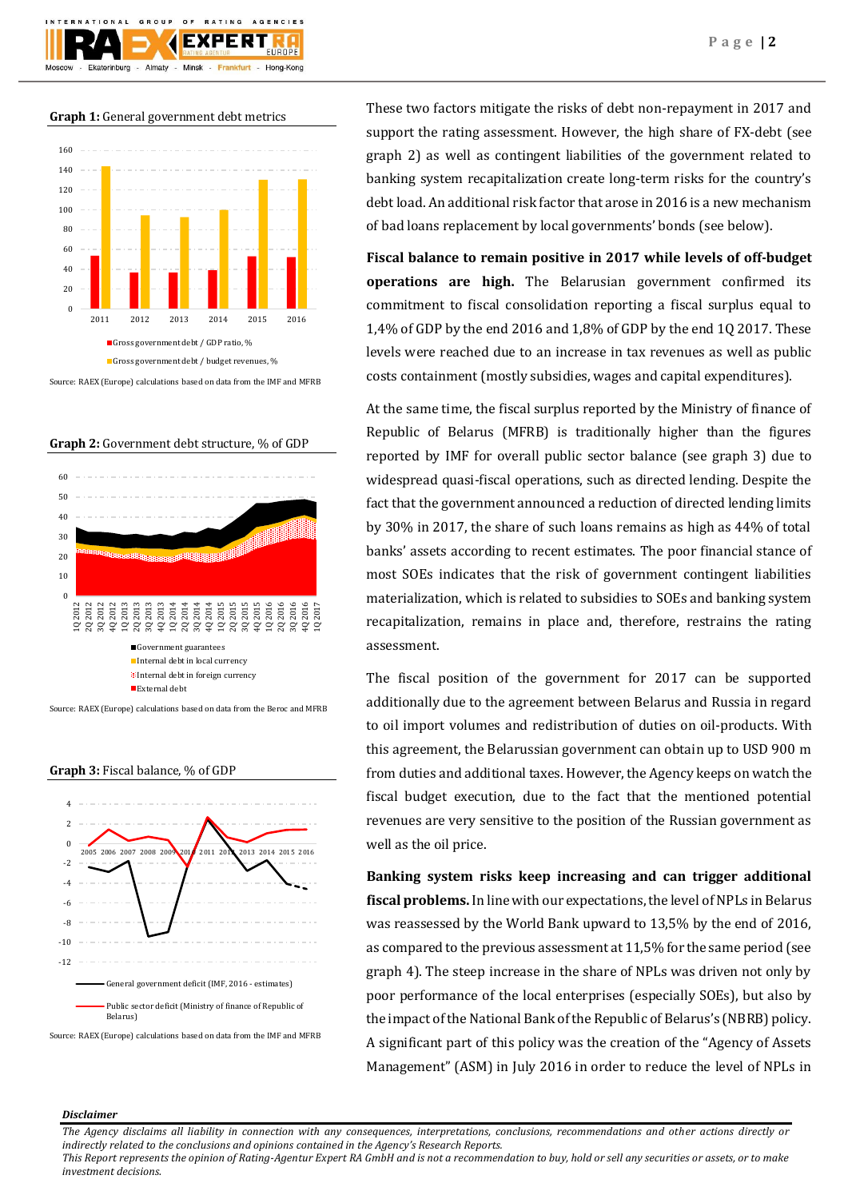**Graph 1:** General government debt metrics

Source: RAEX (Europe) calculations based on data from the IMF and MFRB

**Graph 2:** Government debt structure, % of GDP

Source: RAEX (Europe) calculations based on data from the Beroc and MFRB

**Graph 3:** Fiscal balance, % of GDP

Source: RAEX (Europe) calculations based on data from the IMF and MFRB

These two factors mitigate the risks of debt non-repayment in 2017 and support the rating assessment. However, the high share of FX-debt (see graph 2) as well as contingent liabilities of the government related to banking system recapitalization create long-term risks for the country's debt load. An additional risk factor that arose in 2016 is a new mechanism of bad loans replacement by local governments' bonds (see below).

**Fiscal balance to remain positive in 2017 while levels of off-budget operations are high.** The Belarusian government confirmed its commitment to fiscal consolidation reporting a fiscal surplus equal to 1,4% of GDP by the end 2016 and 1,8% of GDP by the end 1Q 2017. These levels were reached due to an increase in tax revenues as well as public costs containment (mostly subsidies, wages and capital expenditures).

At the same time, the fiscal surplus reported by the Ministry of finance of Republic of Belarus (MFRB) is traditionally higher than the figures reported by IMF for overall public sector balance (see graph 3) due to widespread quasi-fiscal operations, such as directed lending. Despite the fact that the government announced a reduction of directed lending limits by 30% in 2017, the share of such loans remains as high as 44% of total banks' assets according to recent estimates. The poor financial stance of most SOEs indicates that the risk of government contingent liabilities materialization, which is related to subsidies to SOEs and banking system recapitalization, remains in place and, therefore, restrains the rating assessment.

The fiscal position of the government for 2017 can be supported additionally due to the agreement between Belarus and Russia in regard to oil import volumes and redistribution of duties on oil-products. With this agreement, the Belarussian government can obtain up to USD 900 m from duties and additional taxes. However, the Agency keeps on watch the fiscal budget execution, due to the fact that the mentioned potential revenues are very sensitive to the position of the Russian government as well as the oil price.

**Banking system risks keep increasing and can trigger additional fiscal problems.** In line with our expectations, the level of NPLs in Belarus was reassessed by the World Bank upward to 13,5% by the end of 2016, as compared to the previous assessment at 11,5% for the same period (see graph 4). The steep increase in the share of NPLs was driven not only by poor performance of the local enterprises (especially SOEs), but also by the impact of the National Bank of the Republic of Belarus's (NBRB) policy. A significant part of this policy was the creation of the "Agency of Assets Management" (ASM) in July 2016 in order to reduce the level of NPLs in

***Disclaimer***

*The Agency disclaims all liability in connection with any consequences, interpretations, conclusions, recommendations and other actions directly or indirectly related to the conclusions and opinions contained in the Agency's Research Reports.*
*This Report represents the opinion of Rating-Agentur Expert RA GmbH and is not a recommendation to buy, hold or sell any securities or assets, or to make investment decisions.*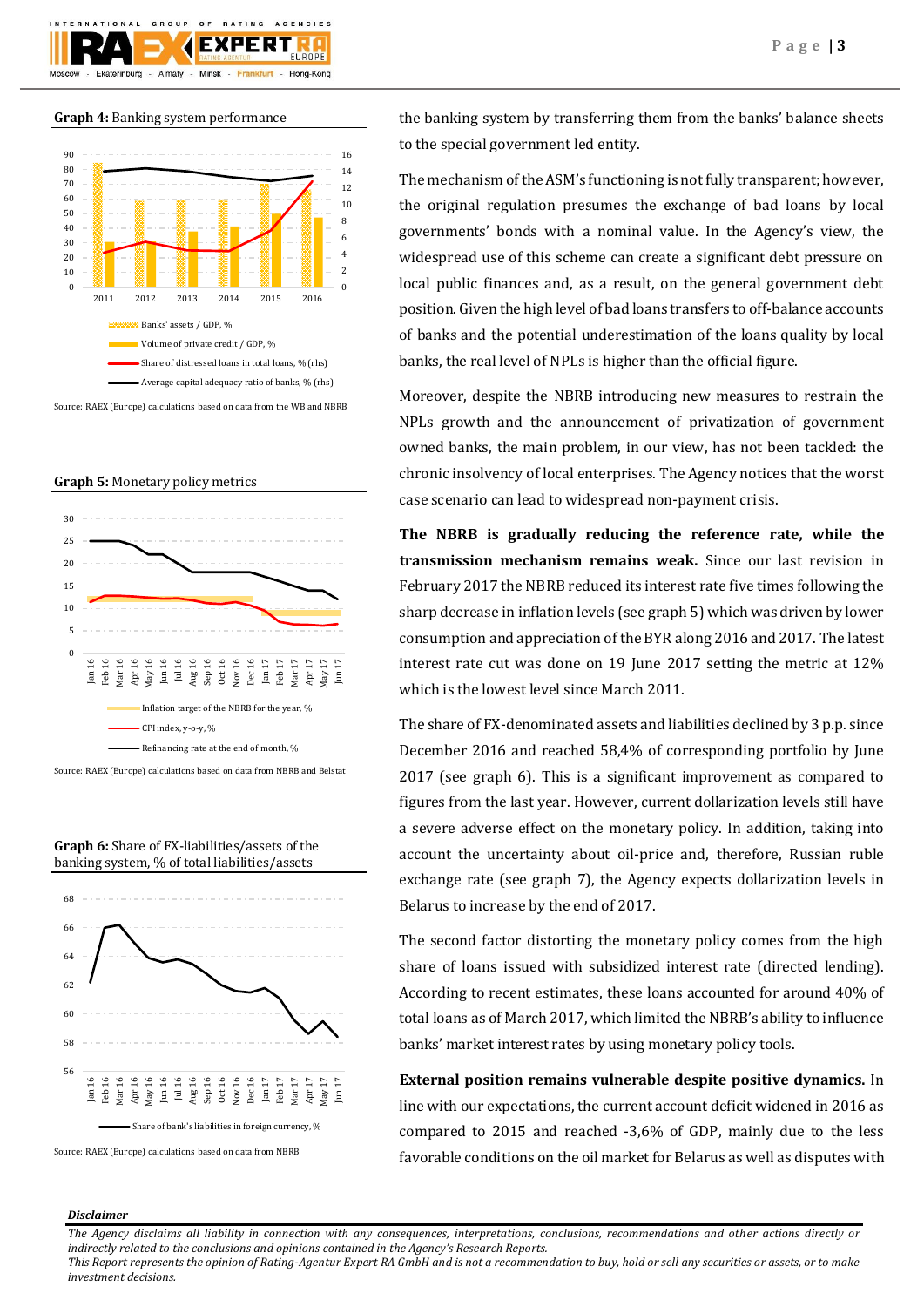**Graph 4:** Banking system performance

Banks' assets / GDP, %

Volume of private credit / GDP, %

Share of distressed loans in total loans, % (rhs)

Average capital adequacy ratio of banks, % (rhs)

Source: RAEX (Europe) calculations based on data from the WB and NBRB

**Graph 5:** Monetary policy metrics

Inflation target of the NBRB for the year, %

CPI index, y-o-y, %

Refinancing rate at the end of month, %

Source: RAEX (Europe) calculations based on data from NBRB and Belstat

**Graph 6:** Share of FX-liabilities/assets of the banking system, % of total liabilities/assets

Share of bank's liabilities in foreign currency, %

Source: RAEX (Europe) calculations based on data from NBRB

the banking system by transferring them from the banks' balance sheets to the special government led entity.

The mechanism of the ASM's functioning is not fully transparent; however, the original regulation presumes the exchange of bad loans by local governments' bonds with a nominal value. In the Agency's view, the widespread use of this scheme can create a significant debt pressure on local public finances and, as a result, on the general government debt position. Given the high level of bad loans transfers to off-balance accounts of banks and the potential underestimation of the loans quality by local banks, the real level of NPLs is higher than the official figure.

Moreover, despite the NBRB introducing new measures to restrain the NPLs growth and the announcement of privatization of government owned banks, the main problem, in our view, has not been tackled: the chronic insolvency of local enterprises. The Agency notices that the worst case scenario can lead to widespread non-payment crisis.

**The NBRB is gradually reducing the reference rate, while the transmission mechanism remains weak.** Since our last revision in February 2017 the NBRB reduced its interest rate five times following the sharp decrease in inflation levels (see graph 5) which was driven by lower consumption and appreciation of the BYR along 2016 and 2017. The latest interest rate cut was done on 19 June 2017 setting the metric at 12% which is the lowest level since March 2011.

The share of FX-denominated assets and liabilities declined by 3 p.p. since December 2016 and reached 58,4% of corresponding portfolio by June 2017 (see graph 6). This is a significant improvement as compared to figures from the last year. However, current dollarization levels still have a severe adverse effect on the monetary policy. In addition, taking into account the uncertainty about oil-price and, therefore, Russian ruble exchange rate (see graph 7), the Agency expects dollarization levels in Belarus to increase by the end of 2017.

The second factor distorting the monetary policy comes from the high share of loans issued with subsidized interest rate (directed lending). According to recent estimates, these loans accounted for around 40% of total loans as of March 2017, which limited the NBRB's ability to influence banks' market interest rates by using monetary policy tools.

**External position remains vulnerable despite positive dynamics.** In line with our expectations, the current account deficit widened in 2016 as compared to 2015 and reached -3,6% of GDP, mainly due to the less favorable conditions on the oil market for Belarus as well as disputes with

***Disclaimer***

*The Agency disclaims all liability in connection with any consequences, interpretations, conclusions, recommendations and other actions directly or indirectly related to the conclusions and opinions contained in the Agency's Research Reports.*

*This Report represents the opinion of Rating-Agentur Expert RA GmbH and is not a recommendation to buy, hold or sell any securities or assets, or to make investment decisions.*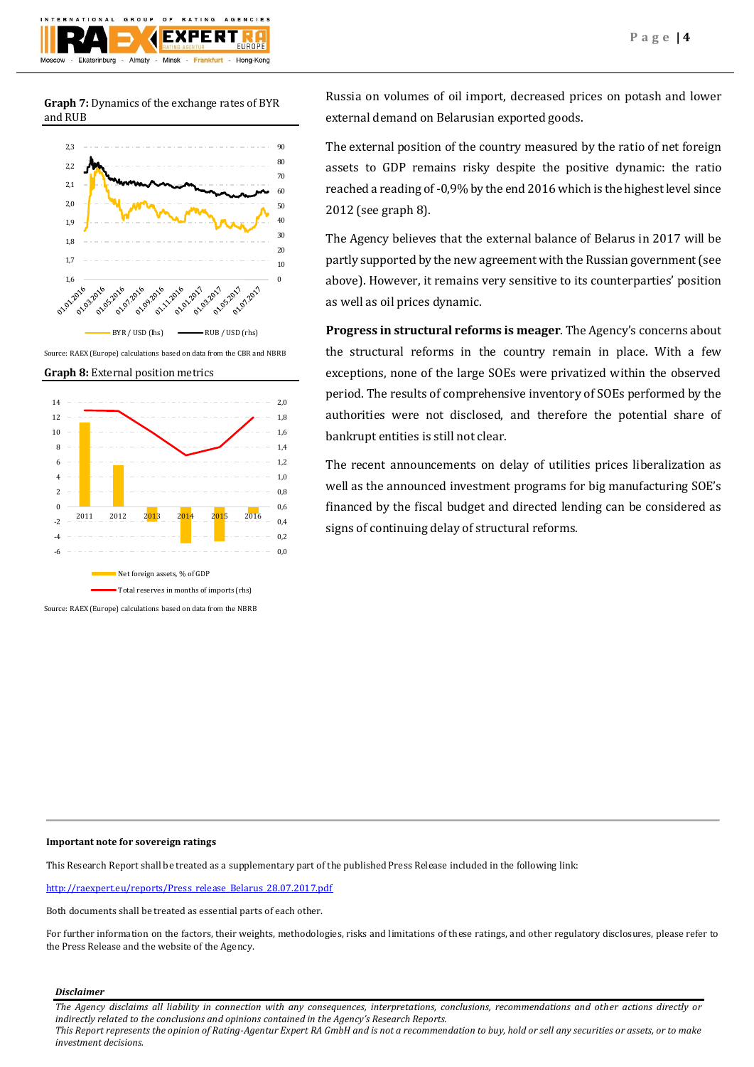**Graph 7:** Dynamics of the exchange rates of BYR and RUB

2,3
2,2
2,1
2,0
1,9
1,8
1,7
1,6

90
80
70
60
50
40
30
20
10
0

01.01.2016 01.03.2016 01.05.2016 01.07.2016 01.09.2016 01.11.2016 01.01.2017 01.03.2017 01.05.2017 01.07.2017

BYR / USD (lhs)
RUB / USD (rhs)

Source: RAEX (Europe) calculations based on data from the CBR and NBRB

**Graph 8:** External position metrics

14
12
10
8
6
4
2
0
-2
-4
-6

2,0
1,8
1,6
1,4
1,2
1,0
0,8
0,6
0,4
0,2
0,0

2011 2012 2013 2014 2015 2016

Net foreign assets, % of GDP
Total reserves in months of imports (rhs)

Source: RAEX (Europe) calculations based on data from the NBRB

Russia on volumes of oil import, decreased prices on potash and lower external demand on Belarusian exported goods.

The external position of the country measured by the ratio of net foreign assets to GDP remains risky despite the positive dynamic: the ratio reached a reading of -0,9% by the end 2016 which is the highest level since 2012 (see graph 8).

The Agency believes that the external balance of Belarus in 2017 will be partly supported by the new agreement with the Russian government (see above). However, it remains very sensitive to its counterparties' position as well as oil prices dynamic.

**Progress in structural reforms is meager**. The Agency's concerns about the structural reforms in the country remain in place. With a few exceptions, none of the large SOEs were privatized within the observed period. The results of comprehensive inventory of SOEs performed by the authorities were not disclosed, and therefore the potential share of bankrupt entities is still not clear.

The recent announcements on delay of utilities prices liberalization as well as the announced investment programs for big manufacturing SOE's financed by the fiscal budget and directed lending can be considered as signs of continuing delay of structural reforms.

**Important note for sovereign ratings**

This Research Report shall be treated as a supplementary part of the published Press Release included in the following link:

http://raexpert.eu/reports/Press_release_Belarus_28.07.2017.pdf

Both documents shall be treated as essential parts of each other.

For further information on the factors, their weights, methodologies, risks and limitations of these ratings, and other regulatory disclosures, please refer to the Press Release and the website of the Agency.

***Disclaimer***

*The Agency disclaims all liability in connection with any consequences, interpretations, conclusions, recommendations and other actions directly or indirectly related to the conclusions and opinions contained in the Agency's Research Reports.*

*This Report represents the opinion of Rating-Agentur Expert RA GmbH and is not a recommendation to buy, hold or sell any securities or assets, or to make investment decisions.*